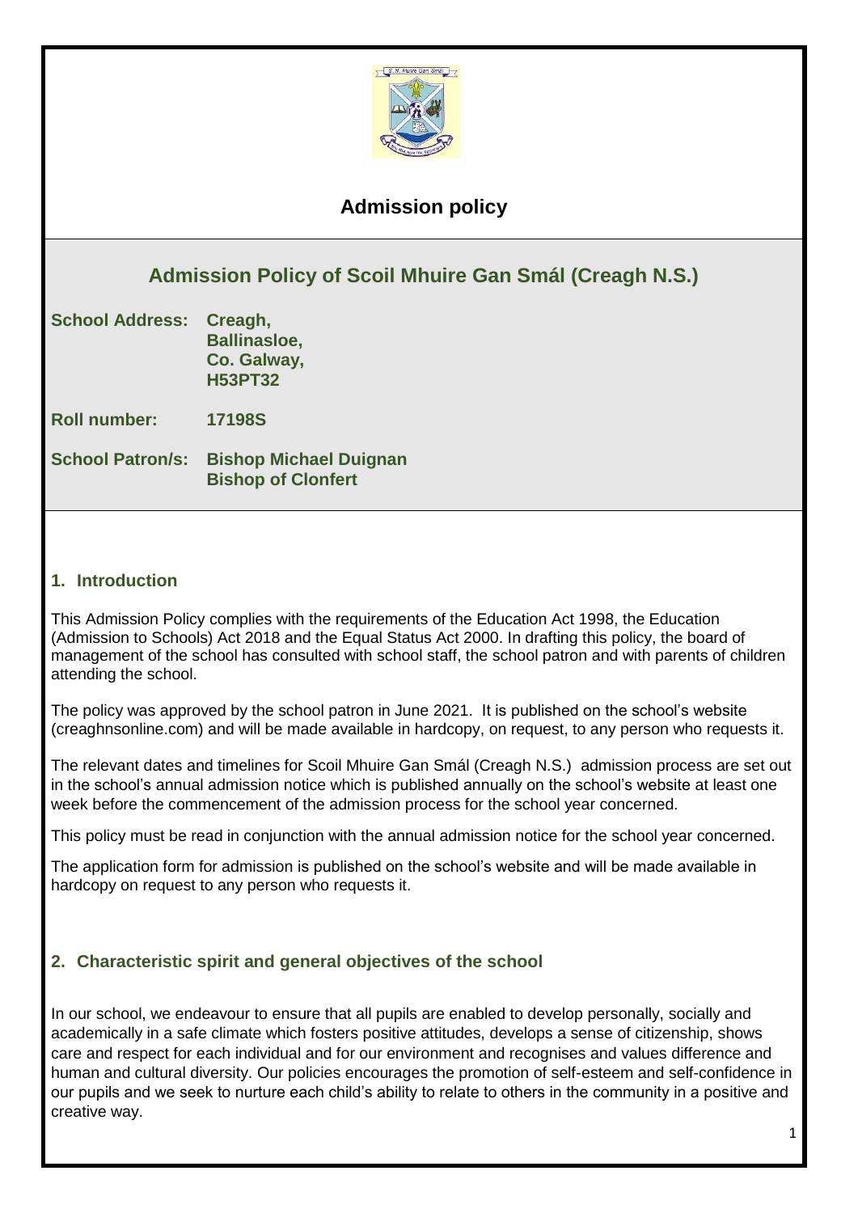# Admission policy

## Admission Policy of Scoil Mhuire Gan Smál (Creagh N.S.)

**School Address:** **Creagh,**
**Ballinasloe,**
**Co. Galway,**
**H53PT32**

**Roll number:** **17198S**

**School Patron/s:** **Bishop Michael Duignan**
**Bishop of Clonfert**

### 1. Introduction

This Admission Policy complies with the requirements of the Education Act 1998, the Education (Admission to Schools) Act 2018 and the Equal Status Act 2000. In drafting this policy, the board of management of the school has consulted with school staff, the school patron and with parents of children attending the school.

The policy was approved by the school patron in June 2021. It is published on the school's website (creaghnsonline.com) and will be made available in hardcopy, on request, to any person who requests it.

The relevant dates and timelines for Scoil Mhuire Gan Smál (Creagh N.S.) admission process are set out in the school's annual admission notice which is published annually on the school's website at least one week before the commencement of the admission process for the school year concerned.

This policy must be read in conjunction with the annual admission notice for the school year concerned.

The application form for admission is published on the school's website and will be made available in hardcopy on request to any person who requests it.

### 2. Characteristic spirit and general objectives of the school

In our school, we endeavour to ensure that all pupils are enabled to develop personally, socially and academically in a safe climate which fosters positive attitudes, develops a sense of citizenship, shows care and respect for each individual and for our environment and recognises and values difference and human and cultural diversity. Our policies encourages the promotion of self-esteem and self-confidence in our pupils and we seek to nurture each child's ability to relate to others in the community in a positive and creative way.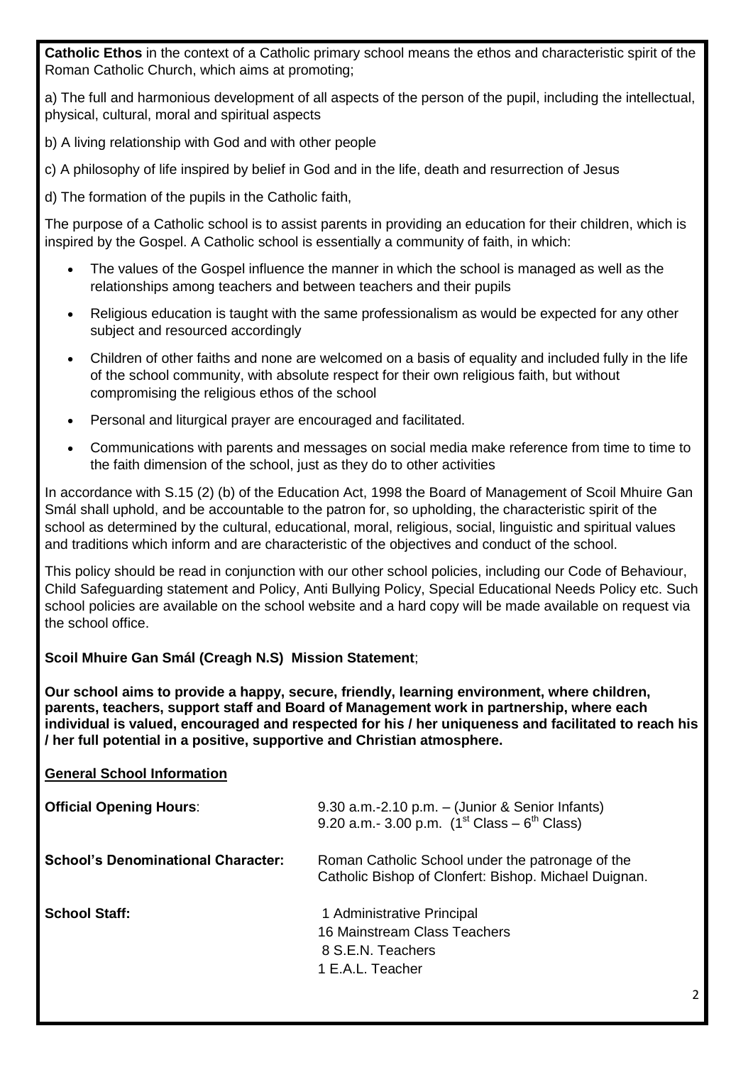**Catholic Ethos** in the context of a Catholic primary school means the ethos and characteristic spirit of the Roman Catholic Church, which aims at promoting;

a) The full and harmonious development of all aspects of the person of the pupil, including the intellectual, physical, cultural, moral and spiritual aspects

b) A living relationship with God and with other people

c) A philosophy of life inspired by belief in God and in the life, death and resurrection of Jesus

d) The formation of the pupils in the Catholic faith,

The purpose of a Catholic school is to assist parents in providing an education for their children, which is inspired by the Gospel. A Catholic school is essentially a community of faith, in which:

- The values of the Gospel influence the manner in which the school is managed as well as the relationships among teachers and between teachers and their pupils
- Religious education is taught with the same professionalism as would be expected for any other subject and resourced accordingly
- Children of other faiths and none are welcomed on a basis of equality and included fully in the life of the school community, with absolute respect for their own religious faith, but without compromising the religious ethos of the school
- Personal and liturgical prayer are encouraged and facilitated.
- Communications with parents and messages on social media make reference from time to time to the faith dimension of the school, just as they do to other activities

In accordance with S.15 (2) (b) of the Education Act, 1998 the Board of Management of Scoil Mhuire Gan Smál shall uphold, and be accountable to the patron for, so upholding, the characteristic spirit of the school as determined by the cultural, educational, moral, religious, social, linguistic and spiritual values and traditions which inform and are characteristic of the objectives and conduct of the school.

This policy should be read in conjunction with our other school policies, including our Code of Behaviour, Child Safeguarding statement and Policy, Anti Bullying Policy, Special Educational Needs Policy etc. Such school policies are available on the school website and a hard copy will be made available on request via the school office.

**Scoil Mhuire Gan Smál (Creagh N.S) Mission Statement**;

**Our school aims to provide a happy, secure, friendly, learning environment, where children, parents, teachers, support staff and Board of Management work in partnership, where each individual is valued, encouraged and respected for his / her uniqueness and facilitated to reach his / her full potential in a positive, supportive and Christian atmosphere.**

**General School Information**

**Official Opening Hours**: 9.30 a.m.-2.10 p.m. – (Junior & Senior Infants)
9.20 a.m.- 3.00 p.m. (1st Class – 6th Class)

**School's Denominational Character:** Roman Catholic School under the patronage of the Catholic Bishop of Clonfert: Bishop. Michael Duignan.

**School Staff:**
1 Administrative Principal
16 Mainstream Class Teachers
8 S.E.N. Teachers
1 E.A.L. Teacher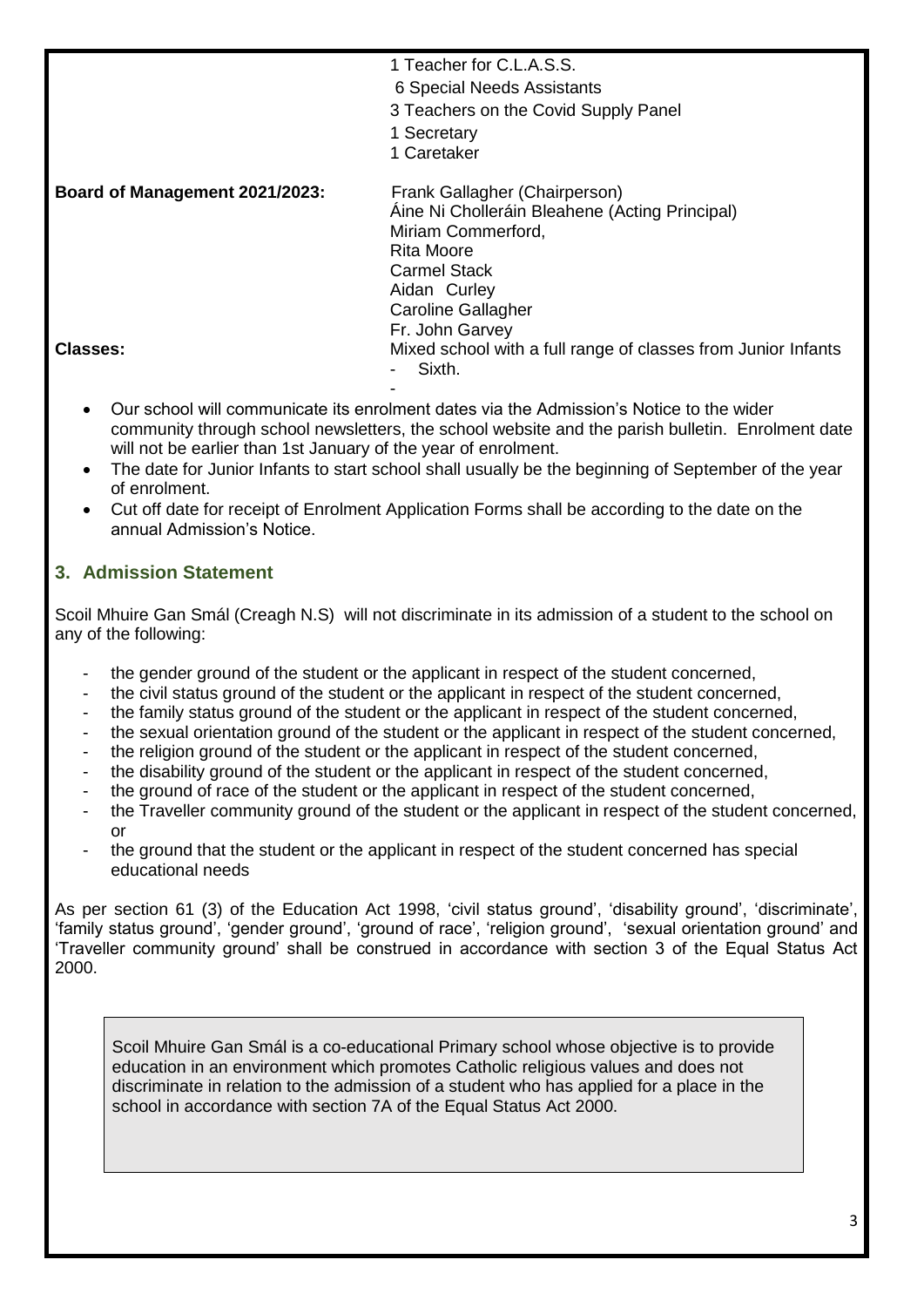| | |
|---|---|
| | 1 Teacher for C.L.A.S.S.<br>6 Special Needs Assistants<br>3 Teachers on the Covid Supply Panel<br>1 Secretary<br>1 Caretaker |
| **Board of Management 2021/2023:** | Frank Gallagher (Chairperson)<br>Áine Ni Cholleráin Bleahene (Acting Principal)<br>Miriam Commerford,<br>Rita Moore<br>Carmel Stack<br>Aidan Curley<br>Caroline Gallagher<br>Fr. John Garvey |
| **Classes:** | Mixed school with a full range of classes from Junior Infants - Sixth. |

- Our school will communicate its enrolment dates via the Admission's Notice to the wider community through school newsletters, the school website and the parish bulletin. Enrolment date will not be earlier than 1st January of the year of enrolment.
- The date for Junior Infants to start school shall usually be the beginning of September of the year of enrolment.
- Cut off date for receipt of Enrolment Application Forms shall be according to the date on the annual Admission's Notice.

## 3. Admission Statement

Scoil Mhuire Gan Smál (Creagh N.S) will not discriminate in its admission of a student to the school on any of the following:

- the gender ground of the student or the applicant in respect of the student concerned,
- the civil status ground of the student or the applicant in respect of the student concerned,
- the family status ground of the student or the applicant in respect of the student concerned,
- the sexual orientation ground of the student or the applicant in respect of the student concerned,
- the religion ground of the student or the applicant in respect of the student concerned,
- the disability ground of the student or the applicant in respect of the student concerned,
- the ground of race of the student or the applicant in respect of the student concerned,
- the Traveller community ground of the student or the applicant in respect of the student concerned, or
- the ground that the student or the applicant in respect of the student concerned has special educational needs

As per section 61 (3) of the Education Act 1998, 'civil status ground', 'disability ground', 'discriminate', 'family status ground', 'gender ground', 'ground of race', 'religion ground', 'sexual orientation ground' and 'Traveller community ground' shall be construed in accordance with section 3 of the Equal Status Act 2000.

Scoil Mhuire Gan Smál is a co-educational Primary school whose objective is to provide education in an environment which promotes Catholic religious values and does not discriminate in relation to the admission of a student who has applied for a place in the school in accordance with section 7A of the Equal Status Act 2000.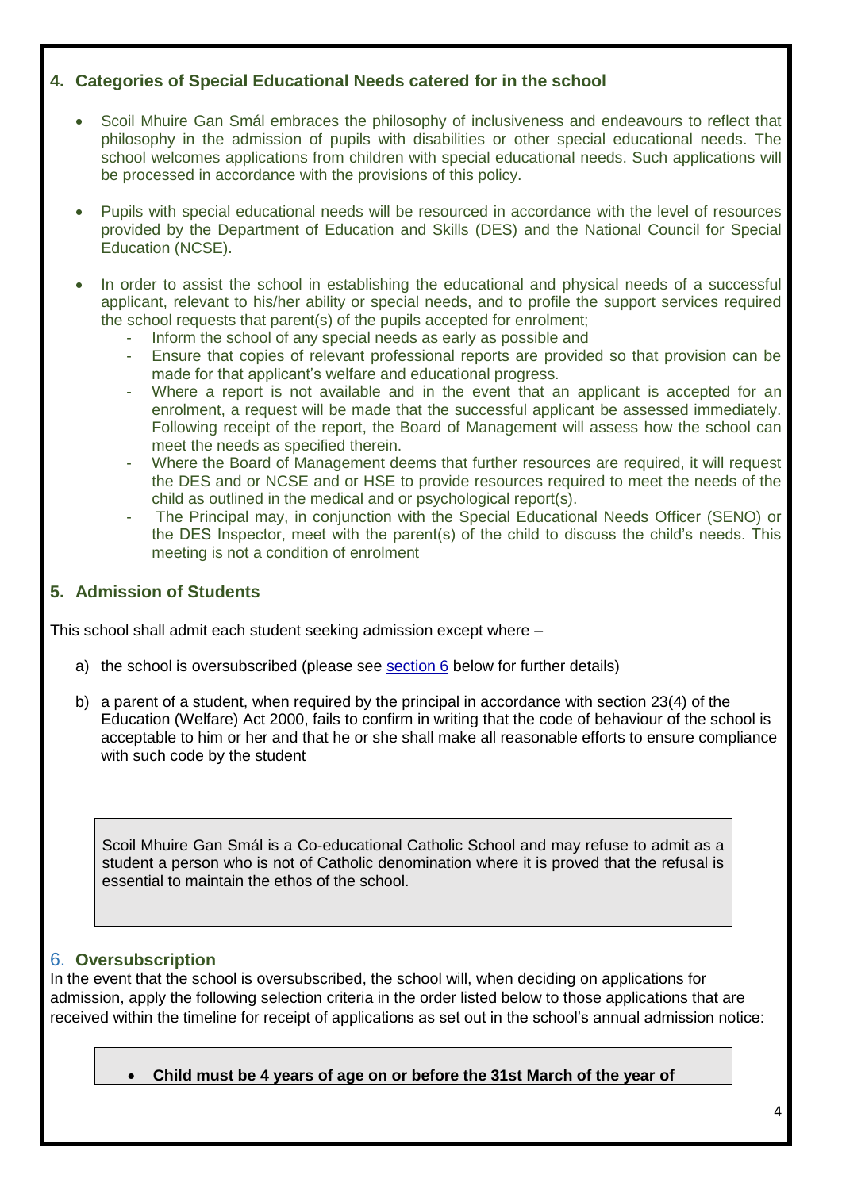## 4. Categories of Special Educational Needs catered for in the school

- Scoil Mhuire Gan Smál embraces the philosophy of inclusiveness and endeavours to reflect that philosophy in the admission of pupils with disabilities or other special educational needs. The school welcomes applications from children with special educational needs. Such applications will be processed in accordance with the provisions of this policy.

- Pupils with special educational needs will be resourced in accordance with the level of resources provided by the Department of Education and Skills (DES) and the National Council for Special Education (NCSE).

- In order to assist the school in establishing the educational and physical needs of a successful applicant, relevant to his/her ability or special needs, and to profile the support services required the school requests that parent(s) of the pupils accepted for enrolment;
  - Inform the school of any special needs as early as possible and
  - Ensure that copies of relevant professional reports are provided so that provision can be made for that applicant's welfare and educational progress.
  - Where a report is not available and in the event that an applicant is accepted for an enrolment, a request will be made that the successful applicant be assessed immediately. Following receipt of the report, the Board of Management will assess how the school can meet the needs as specified therein.
  - Where the Board of Management deems that further resources are required, it will request the DES and or NCSE and or HSE to provide resources required to meet the needs of the child as outlined in the medical and or psychological report(s).
  - The Principal may, in conjunction with the Special Educational Needs Officer (SENO) or the DES Inspector, meet with the parent(s) of the child to discuss the child's needs. This meeting is not a condition of enrolment

## 5. Admission of Students

This school shall admit each student seeking admission except where –

a) the school is oversubscribed (please see section 6 below for further details)

b) a parent of a student, when required by the principal in accordance with section 23(4) of the Education (Welfare) Act 2000, fails to confirm in writing that the code of behaviour of the school is acceptable to him or her and that he or she shall make all reasonable efforts to ensure compliance with such code by the student

Scoil Mhuire Gan Smál is a Co-educational Catholic School and may refuse to admit as a student a person who is not of Catholic denomination where it is proved that the refusal is essential to maintain the ethos of the school.

## 6. Oversubscription

In the event that the school is oversubscribed, the school will, when deciding on applications for admission, apply the following selection criteria in the order listed below to those applications that are received within the timeline for receipt of applications as set out in the school's annual admission notice:

- **Child must be 4 years of age on or before the 31st March of the year of**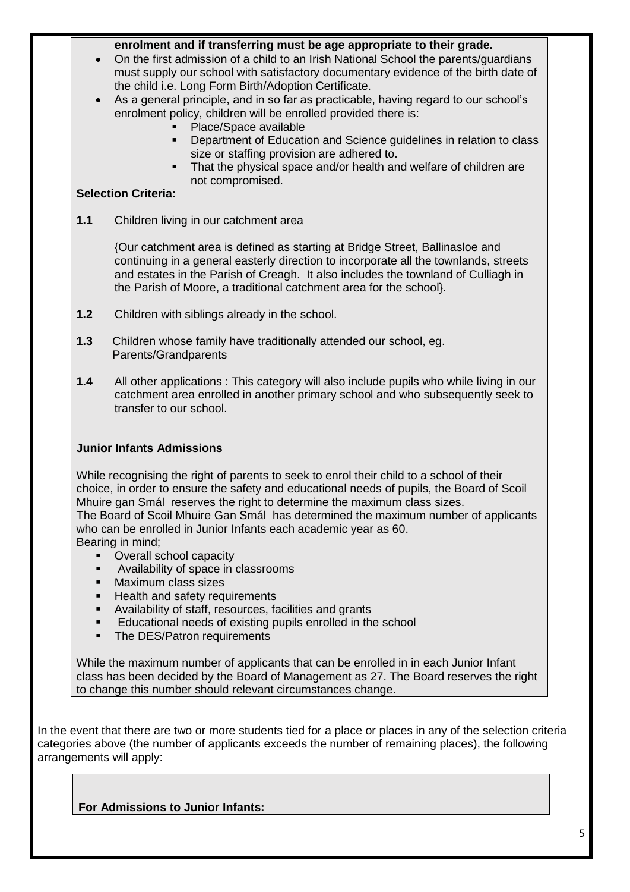**enrolment and if transferring must be age appropriate to their grade.**

- On the first admission of a child to an Irish National School the parents/guardians must supply our school with satisfactory documentary evidence of the birth date of the child i.e. Long Form Birth/Adoption Certificate.
- As a general principle, and in so far as practicable, having regard to our school's enrolment policy, children will be enrolled provided there is:
  - Place/Space available
  - Department of Education and Science guidelines in relation to class size or staffing provision are adhered to.
  - That the physical space and/or health and welfare of children are not compromised.

**Selection Criteria:**

**1.1** Children living in our catchment area

{Our catchment area is defined as starting at Bridge Street, Ballinasloe and continuing in a general easterly direction to incorporate all the townlands, streets and estates in the Parish of Creagh. It also includes the townland of Culliagh in the Parish of Moore, a traditional catchment area for the school}.

**1.2** Children with siblings already in the school.

**1.3** Children whose family have traditionally attended our school, eg. Parents/Grandparents

**1.4** All other applications : This category will also include pupils who while living in our catchment area enrolled in another primary school and who subsequently seek to transfer to our school.

**Junior Infants Admissions**

While recognising the right of parents to seek to enrol their child to a school of their choice, in order to ensure the safety and educational needs of pupils, the Board of Scoil Mhuire gan Smál reserves the right to determine the maximum class sizes.
The Board of Scoil Mhuire Gan Smál has determined the maximum number of applicants who can be enrolled in Junior Infants each academic year as 60.
Bearing in mind;

- Overall school capacity
- Availability of space in classrooms
- Maximum class sizes
- Health and safety requirements
- Availability of staff, resources, facilities and grants
- Educational needs of existing pupils enrolled in the school
- The DES/Patron requirements

While the maximum number of applicants that can be enrolled in in each Junior Infant class has been decided by the Board of Management as 27. The Board reserves the right to change this number should relevant circumstances change.

In the event that there are two or more students tied for a place or places in any of the selection criteria categories above (the number of applicants exceeds the number of remaining places), the following arrangements will apply:

**For Admissions to Junior Infants:**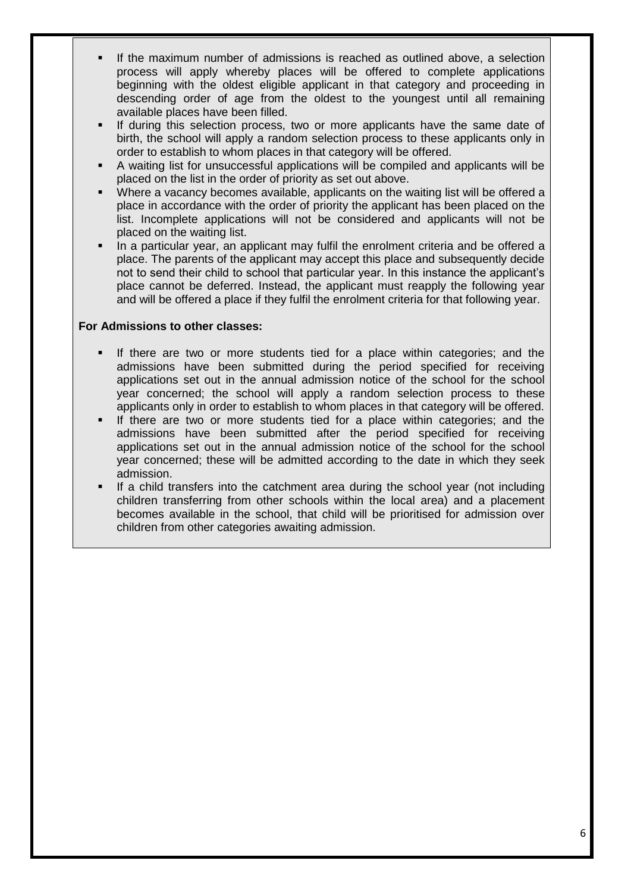- If the maximum number of admissions is reached as outlined above, a selection process will apply whereby places will be offered to complete applications beginning with the oldest eligible applicant in that category and proceeding in descending order of age from the oldest to the youngest until all remaining available places have been filled.
- If during this selection process, two or more applicants have the same date of birth, the school will apply a random selection process to these applicants only in order to establish to whom places in that category will be offered.
- A waiting list for unsuccessful applications will be compiled and applicants will be placed on the list in the order of priority as set out above.
- Where a vacancy becomes available, applicants on the waiting list will be offered a place in accordance with the order of priority the applicant has been placed on the list. Incomplete applications will not be considered and applicants will not be placed on the waiting list.
- In a particular year, an applicant may fulfil the enrolment criteria and be offered a place. The parents of the applicant may accept this place and subsequently decide not to send their child to school that particular year. In this instance the applicant's place cannot be deferred. Instead, the applicant must reapply the following year and will be offered a place if they fulfil the enrolment criteria for that following year.

**For Admissions to other classes:**

- If there are two or more students tied for a place within categories; and the admissions have been submitted during the period specified for receiving applications set out in the annual admission notice of the school for the school year concerned; the school will apply a random selection process to these applicants only in order to establish to whom places in that category will be offered.
- If there are two or more students tied for a place within categories; and the admissions have been submitted after the period specified for receiving applications set out in the annual admission notice of the school for the school year concerned; these will be admitted according to the date in which they seek admission.
- If a child transfers into the catchment area during the school year (not including children transferring from other schools within the local area) and a placement becomes available in the school, that child will be prioritised for admission over children from other categories awaiting admission.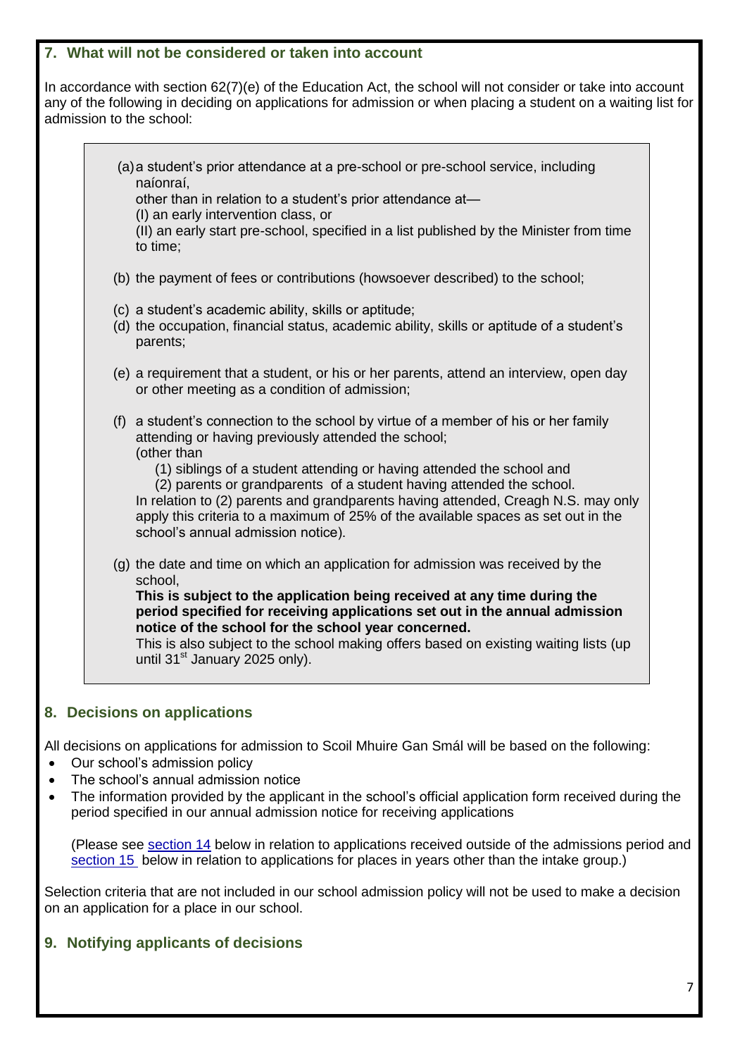## 7. What will not be considered or taken into account

In accordance with section 62(7)(e) of the Education Act, the school will not consider or take into account any of the following in deciding on applications for admission or when placing a student on a waiting list for admission to the school:

(a) a student's prior attendance at a pre-school or pre-school service, including naíonraí,
other than in relation to a student's prior attendance at—
(I) an early intervention class, or
(II) an early start pre-school, specified in a list published by the Minister from time to time;

(b) the payment of fees or contributions (howsoever described) to the school;

(c) a student's academic ability, skills or aptitude;
(d) the occupation, financial status, academic ability, skills or aptitude of a student's parents;

(e) a requirement that a student, or his or her parents, attend an interview, open day or other meeting as a condition of admission;

(f) a student's connection to the school by virtue of a member of his or her family attending or having previously attended the school;
(other than
(1) siblings of a student attending or having attended the school and
(2) parents or grandparents of a student having attended the school.
In relation to (2) parents and grandparents having attended, Creagh N.S. may only apply this criteria to a maximum of 25% of the available spaces as set out in the school's annual admission notice).

(g) the date and time on which an application for admission was received by the school,
**This is subject to the application being received at any time during the period specified for receiving applications set out in the annual admission notice of the school for the school year concerned.**
This is also subject to the school making offers based on existing waiting lists (up until 31st January 2025 only).

## 8. Decisions on applications

All decisions on applications for admission to Scoil Mhuire Gan Smál will be based on the following:

- Our school's admission policy
- The school's annual admission notice
- The information provided by the applicant in the school's official application form received during the period specified in our annual admission notice for receiving applications

(Please see section 14 below in relation to applications received outside of the admissions period and section 15 below in relation to applications for places in years other than the intake group.)

Selection criteria that are not included in our school admission policy will not be used to make a decision on an application for a place in our school.

## 9. Notifying applicants of decisions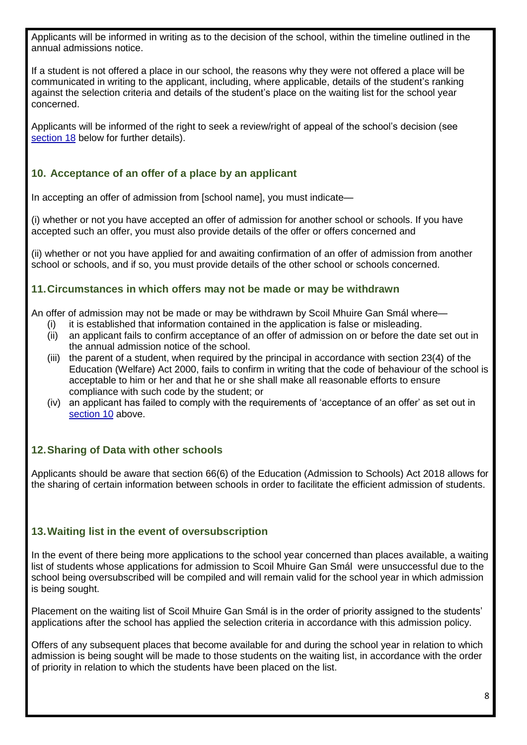Applicants will be informed in writing as to the decision of the school, within the timeline outlined in the annual admissions notice.

If a student is not offered a place in our school, the reasons why they were not offered a place will be communicated in writing to the applicant, including, where applicable, details of the student's ranking against the selection criteria and details of the student's place on the waiting list for the school year concerned.

Applicants will be informed of the right to seek a review/right of appeal of the school's decision (see section 18 below for further details).

## 10. Acceptance of an offer of a place by an applicant

In accepting an offer of admission from [school name], you must indicate—

(i) whether or not you have accepted an offer of admission for another school or schools. If you have accepted such an offer, you must also provide details of the offer or offers concerned and

(ii) whether or not you have applied for and awaiting confirmation of an offer of admission from another school or schools, and if so, you must provide details of the other school or schools concerned.

## 11. Circumstances in which offers may not be made or may be withdrawn

An offer of admission may not be made or may be withdrawn by Scoil Mhuire Gan Smál where—

(i) it is established that information contained in the application is false or misleading.

(ii) an applicant fails to confirm acceptance of an offer of admission on or before the date set out in the annual admission notice of the school.

(iii) the parent of a student, when required by the principal in accordance with section 23(4) of the Education (Welfare) Act 2000, fails to confirm in writing that the code of behaviour of the school is acceptable to him or her and that he or she shall make all reasonable efforts to ensure compliance with such code by the student; or

(iv) an applicant has failed to comply with the requirements of 'acceptance of an offer' as set out in section 10 above.

## 12. Sharing of Data with other schools

Applicants should be aware that section 66(6) of the Education (Admission to Schools) Act 2018 allows for the sharing of certain information between schools in order to facilitate the efficient admission of students.

## 13. Waiting list in the event of oversubscription

In the event of there being more applications to the school year concerned than places available, a waiting list of students whose applications for admission to Scoil Mhuire Gan Smál were unsuccessful due to the school being oversubscribed will be compiled and will remain valid for the school year in which admission is being sought.

Placement on the waiting list of Scoil Mhuire Gan Smál is in the order of priority assigned to the students' applications after the school has applied the selection criteria in accordance with this admission policy.

Offers of any subsequent places that become available for and during the school year in relation to which admission is being sought will be made to those students on the waiting list, in accordance with the order of priority in relation to which the students have been placed on the list.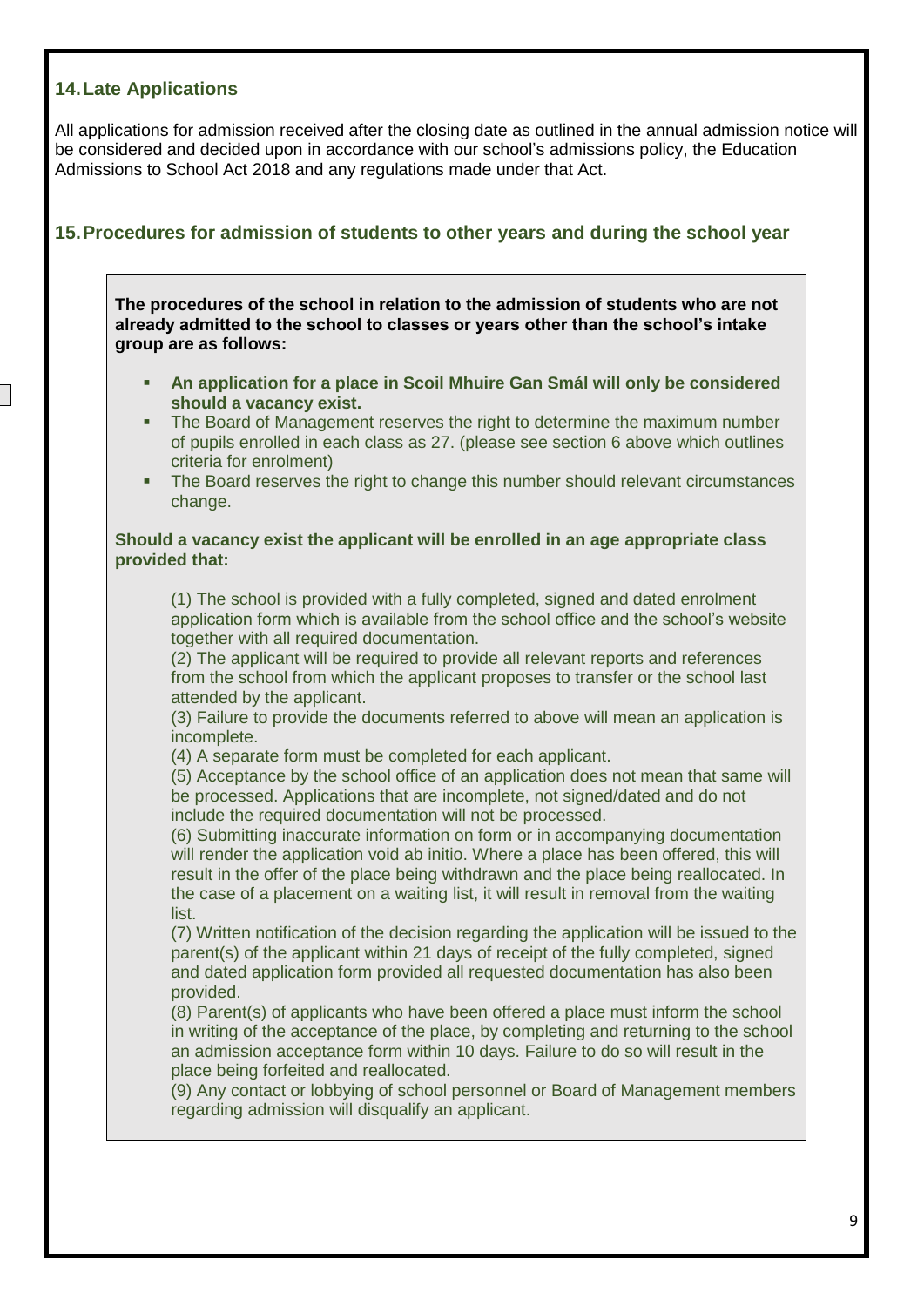## 14. Late Applications

All applications for admission received after the closing date as outlined in the annual admission notice will be considered and decided upon in accordance with our school's admissions policy, the Education Admissions to School Act 2018 and any regulations made under that Act.

## 15. Procedures for admission of students to other years and during the school year

**The procedures of the school in relation to the admission of students who are not already admitted to the school to classes or years other than the school's intake group are as follows:**

- **An application for a place in Scoil Mhuire Gan Smál will only be considered should a vacancy exist.**
- The Board of Management reserves the right to determine the maximum number of pupils enrolled in each class as 27. (please see section 6 above which outlines criteria for enrolment)
- The Board reserves the right to change this number should relevant circumstances change.

**Should a vacancy exist the applicant will be enrolled in an age appropriate class provided that:**

(1) The school is provided with a fully completed, signed and dated enrolment application form which is available from the school office and the school's website together with all required documentation.
(2) The applicant will be required to provide all relevant reports and references from the school from which the applicant proposes to transfer or the school last attended by the applicant.
(3) Failure to provide the documents referred to above will mean an application is incomplete.
(4) A separate form must be completed for each applicant.
(5) Acceptance by the school office of an application does not mean that same will be processed. Applications that are incomplete, not signed/dated and do not include the required documentation will not be processed.
(6) Submitting inaccurate information on form or in accompanying documentation will render the application void ab initio. Where a place has been offered, this will result in the offer of the place being withdrawn and the place being reallocated. In the case of a placement on a waiting list, it will result in removal from the waiting list.
(7) Written notification of the decision regarding the application will be issued to the parent(s) of the applicant within 21 days of receipt of the fully completed, signed and dated application form provided all requested documentation has also been provided.
(8) Parent(s) of applicants who have been offered a place must inform the school in writing of the acceptance of the place, by completing and returning to the school an admission acceptance form within 10 days. Failure to do so will result in the place being forfeited and reallocated.
(9) Any contact or lobbying of school personnel or Board of Management members regarding admission will disqualify an applicant.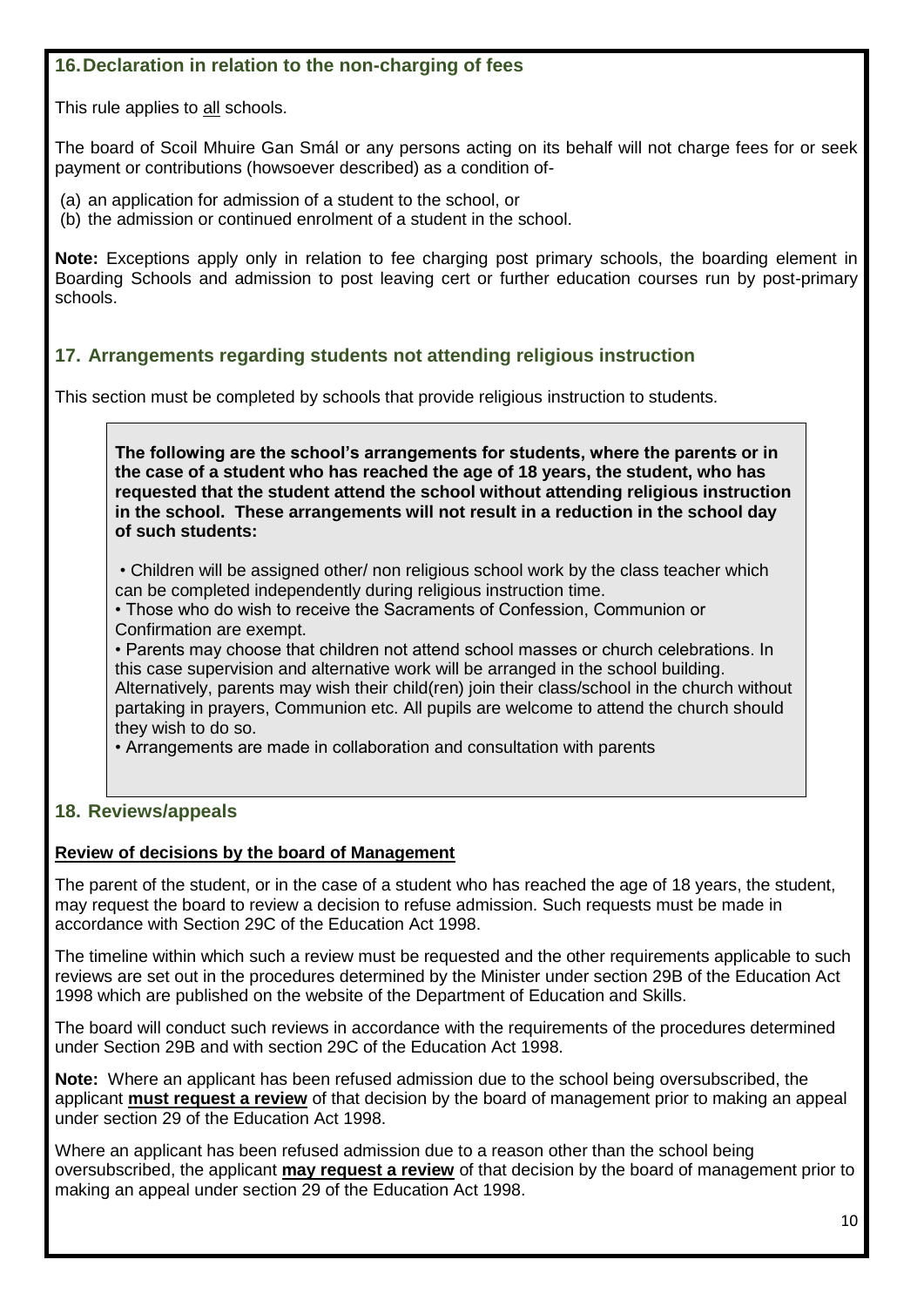## 16. Declaration in relation to the non-charging of fees

This rule applies to all schools.

The board of Scoil Mhuire Gan Smál or any persons acting on its behalf will not charge fees for or seek payment or contributions (howsoever described) as a condition of-

(a) an application for admission of a student to the school, or
(b) the admission or continued enrolment of a student in the school.

**Note:** Exceptions apply only in relation to fee charging post primary schools, the boarding element in Boarding Schools and admission to post leaving cert or further education courses run by post-primary schools.

## 17. Arrangements regarding students not attending religious instruction

This section must be completed by schools that provide religious instruction to students.

**The following are the school's arrangements for students, where the parents or in the case of a student who has reached the age of 18 years, the student, who has requested that the student attend the school without attending religious instruction in the school. These arrangements will not result in a reduction in the school day of such students:**

• Children will be assigned other/ non religious school work by the class teacher which can be completed independently during religious instruction time.
• Those who do wish to receive the Sacraments of Confession, Communion or Confirmation are exempt.
• Parents may choose that children not attend school masses or church celebrations. In this case supervision and alternative work will be arranged in the school building. Alternatively, parents may wish their child(ren) join their class/school in the church without partaking in prayers, Communion etc. All pupils are welcome to attend the church should they wish to do so.
• Arrangements are made in collaboration and consultation with parents

## 18. Reviews/appeals

**Review of decisions by the board of Management**

The parent of the student, or in the case of a student who has reached the age of 18 years, the student, may request the board to review a decision to refuse admission. Such requests must be made in accordance with Section 29C of the Education Act 1998.

The timeline within which such a review must be requested and the other requirements applicable to such reviews are set out in the procedures determined by the Minister under section 29B of the Education Act 1998 which are published on the website of the Department of Education and Skills.

The board will conduct such reviews in accordance with the requirements of the procedures determined under Section 29B and with section 29C of the Education Act 1998.

**Note:** Where an applicant has been refused admission due to the school being oversubscribed, the applicant **must request a review** of that decision by the board of management prior to making an appeal under section 29 of the Education Act 1998.

Where an applicant has been refused admission due to a reason other than the school being oversubscribed, the applicant **may request a review** of that decision by the board of management prior to making an appeal under section 29 of the Education Act 1998.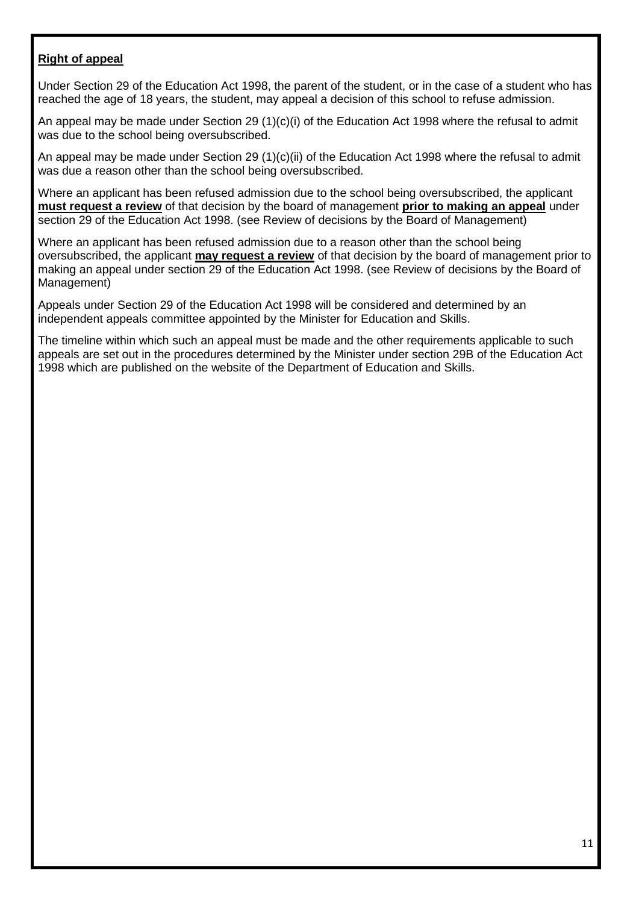**Right of appeal**

Under Section 29 of the Education Act 1998, the parent of the student, or in the case of a student who has reached the age of 18 years, the student, may appeal a decision of this school to refuse admission.

An appeal may be made under Section 29 (1)(c)(i) of the Education Act 1998 where the refusal to admit was due to the school being oversubscribed.

An appeal may be made under Section 29 (1)(c)(ii) of the Education Act 1998 where the refusal to admit was due a reason other than the school being oversubscribed.

Where an applicant has been refused admission due to the school being oversubscribed, the applicant **must request a review** of that decision by the board of management **prior to making an appeal** under section 29 of the Education Act 1998. (see Review of decisions by the Board of Management)

Where an applicant has been refused admission due to a reason other than the school being oversubscribed, the applicant **may request a review** of that decision by the board of management prior to making an appeal under section 29 of the Education Act 1998. (see Review of decisions by the Board of Management)

Appeals under Section 29 of the Education Act 1998 will be considered and determined by an independent appeals committee appointed by the Minister for Education and Skills.

The timeline within which such an appeal must be made and the other requirements applicable to such appeals are set out in the procedures determined by the Minister under section 29B of the Education Act 1998 which are published on the website of the Department of Education and Skills.